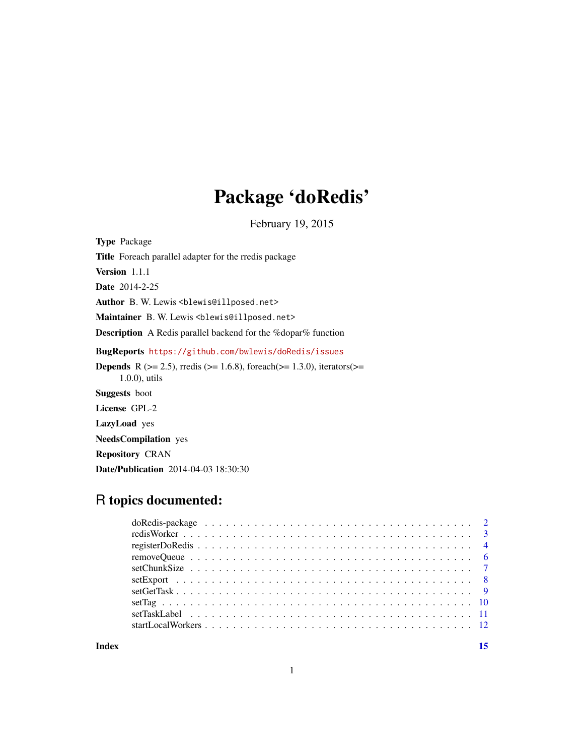# Package 'doRedis'

February 19, 2015

**Type** Package

**Title** Foreach parallel adapter for the rredis package

**Version** 1.1.1

**Date** 2014-2-25

**Author** B. W. Lewis <blewis@illposed.net>

**Maintainer** B. W. Lewis <blewis@illposed.net>

**Description** A Redis parallel backend for the %dopar% function

**BugReports** https://github.com/bwlewis/doRedis/issues

**Depends** R (>= 2.5), rredis (>= 1.6.8), foreach(>= 1.3.0), iterators(>= 1.0.0), utils

**Suggests** boot

**License** GPL-2

**LazyLoad** yes

**NeedsCompilation** yes

**Repository** CRAN

**Date/Publication** 2014-04-03 18:30:30

## R topics documented:

- doRedis-package . . . . . . . . . . . . . . . . . . . . . . . . . . . . . . . . . . . . 2
- redisWorker . . . . . . . . . . . . . . . . . . . . . . . . . . . . . . . . . . . . . . . 3
- registerDoRedis . . . . . . . . . . . . . . . . . . . . . . . . . . . . . . . . . . . . . 4
- removeQueue . . . . . . . . . . . . . . . . . . . . . . . . . . . . . . . . . . . . . . 6
- setChunkSize . . . . . . . . . . . . . . . . . . . . . . . . . . . . . . . . . . . . . . 7
- setExport . . . . . . . . . . . . . . . . . . . . . . . . . . . . . . . . . . . . . . . . 8
- setGetTask . . . . . . . . . . . . . . . . . . . . . . . . . . . . . . . . . . . . . . . 9
- setTag . . . . . . . . . . . . . . . . . . . . . . . . . . . . . . . . . . . . . . . . . 10
- setTaskLabel . . . . . . . . . . . . . . . . . . . . . . . . . . . . . . . . . . . . . . 11
- startLocalWorkers . . . . . . . . . . . . . . . . . . . . . . . . . . . . . . . . . . . 12

**Index** **15**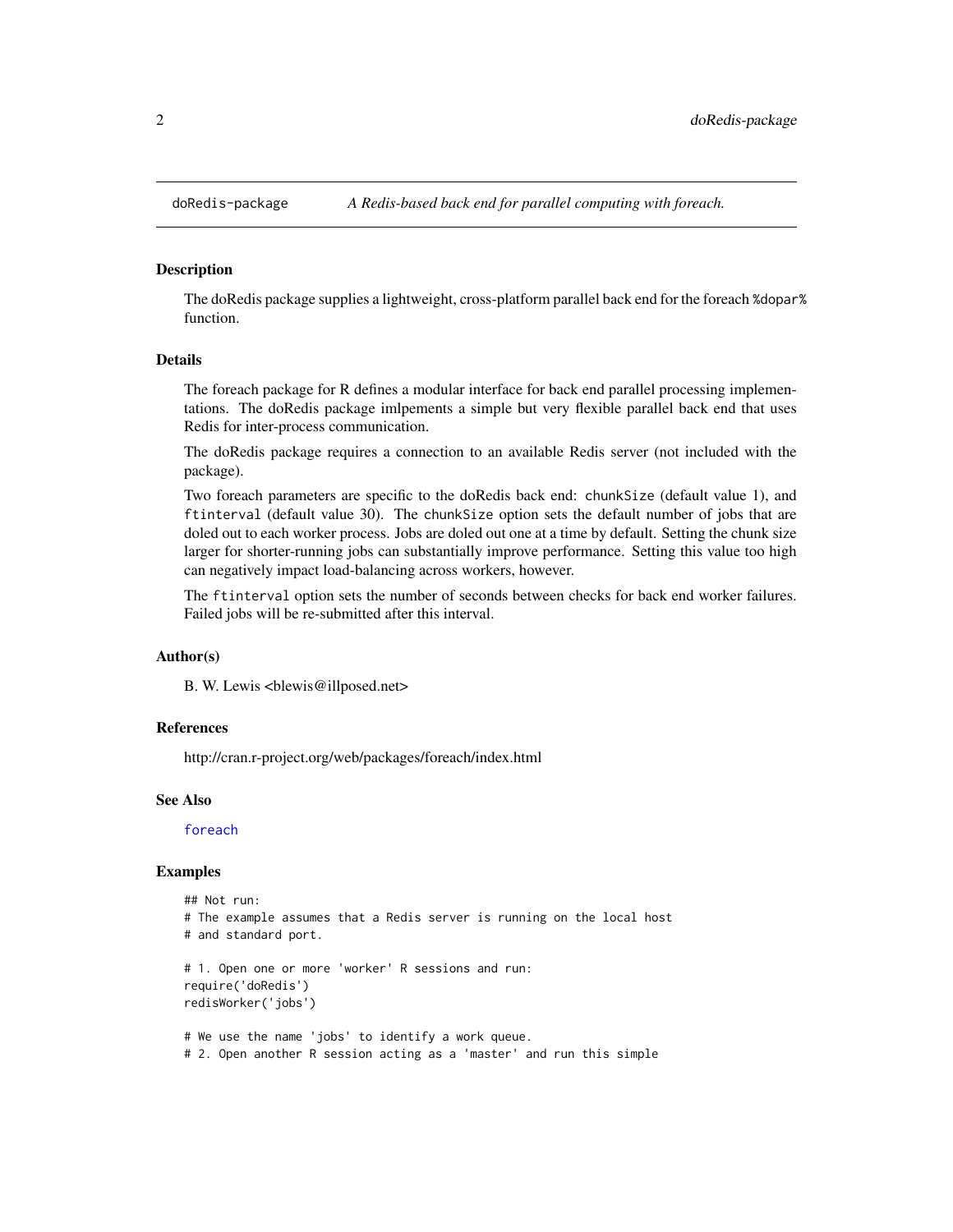doRedis-package *A Redis-based back end for parallel computing with foreach.*

## Description

The doRedis package supplies a lightweight, cross-platform parallel back end for the foreach %dopar% function.

## Details

The foreach package for R defines a modular interface for back end parallel processing implementations. The doRedis package imlpements a simple but very flexible parallel back end that uses Redis for inter-process communication.

The doRedis package requires a connection to an available Redis server (not included with the package).

Two foreach parameters are specific to the doRedis back end: `chunkSize` (default value 1), and `ftinterval` (default value 30). The `chunkSize` option sets the default number of jobs that are doled out to each worker process. Jobs are doled out one at a time by default. Setting the chunk size larger for shorter-running jobs can substantially improve performance. Setting this value too high can negatively impact load-balancing across workers, however.

The `ftinterval` option sets the number of seconds between checks for back end worker failures. Failed jobs will be re-submitted after this interval.

## Author(s)

B. W. Lewis <blewis@illposed.net>

## References

http://cran.r-project.org/web/packages/foreach/index.html

## See Also

`foreach`

## Examples

```
## Not run:
# The example assumes that a Redis server is running on the local host
# and standard port.

# 1. Open one or more 'worker' R sessions and run:
require('doRedis')
redisWorker('jobs')

# We use the name 'jobs' to identify a work queue.
# 2. Open another R session acting as a 'master' and run this simple
```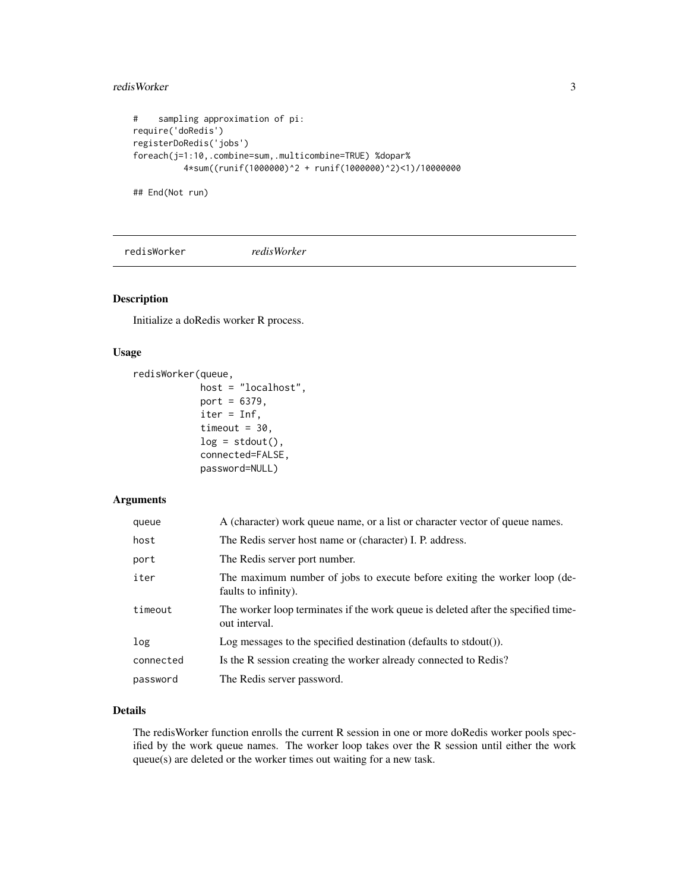```
#    sampling approximation of pi:
require('doRedis')
registerDoRedis('jobs')
foreach(j=1:10,.combine=sum,.multicombine=TRUE) %dopar%
          4*sum((runif(1000000)^2 + runif(1000000)^2)<1)/10000000

## End(Not run)
```

---

`redisWorker` *redisWorker*

---

## Description

Initialize a doRedis worker R process.

## Usage

```
redisWorker(queue,
            host = "localhost",
            port = 6379,
            iter = Inf,
            timeout = 30,
            log = stdout(),
            connected=FALSE,
            password=NULL)
```

## Arguments

| | |
|---|---|
| `queue` | A (character) work queue name, or a list or character vector of queue names. |
| `host` | The Redis server host name or (character) I. P. address. |
| `port` | The Redis server port number. |
| `iter` | The maximum number of jobs to execute before exiting the worker loop (defaults to infinity). |
| `timeout` | The worker loop terminates if the work queue is deleted after the specified timeout interval. |
| `log` | Log messages to the specified destination (defaults to stdout()). |
| `connected` | Is the R session creating the worker already connected to Redis? |
| `password` | The Redis server password. |

## Details

The redisWorker function enrolls the current R session in one or more doRedis worker pools specified by the work queue names. The worker loop takes over the R session until either the work queue(s) are deleted or the worker times out waiting for a new task.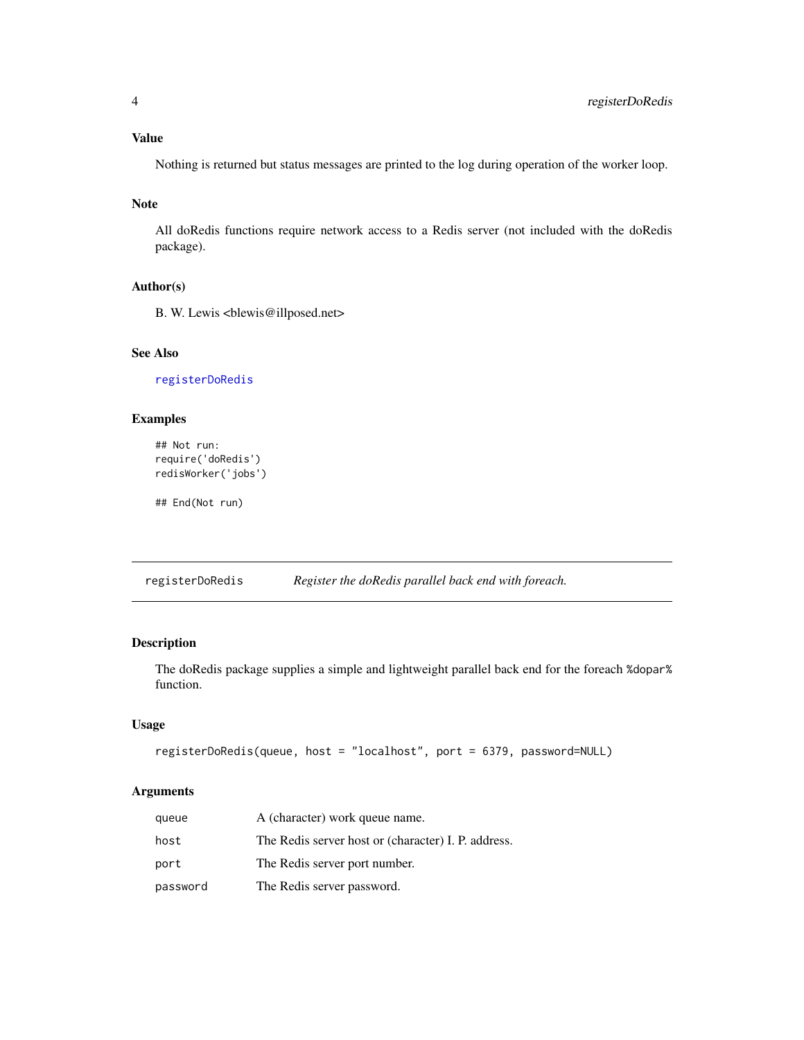### Value

Nothing is returned but status messages are printed to the log during operation of the worker loop.

### Note

All doRedis functions require network access to a Redis server (not included with the doRedis package).

### Author(s)

B. W. Lewis <blewis@illposed.net>

### See Also

registerDoRedis

### Examples

```
## Not run:
require('doRedis')
redisWorker('jobs')

## End(Not run)
```

---

## registerDoRedis — *Register the doRedis parallel back end with foreach.*

---

### Description

The doRedis package supplies a simple and lightweight parallel back end for the foreach %dopar% function.

### Usage

```
registerDoRedis(queue, host = "localhost", port = 6379, password=NULL)
```

### Arguments

| | |
|---|---|
| queue | A (character) work queue name. |
| host | The Redis server host or (character) I. P. address. |
| port | The Redis server port number. |
| password | The Redis server password. |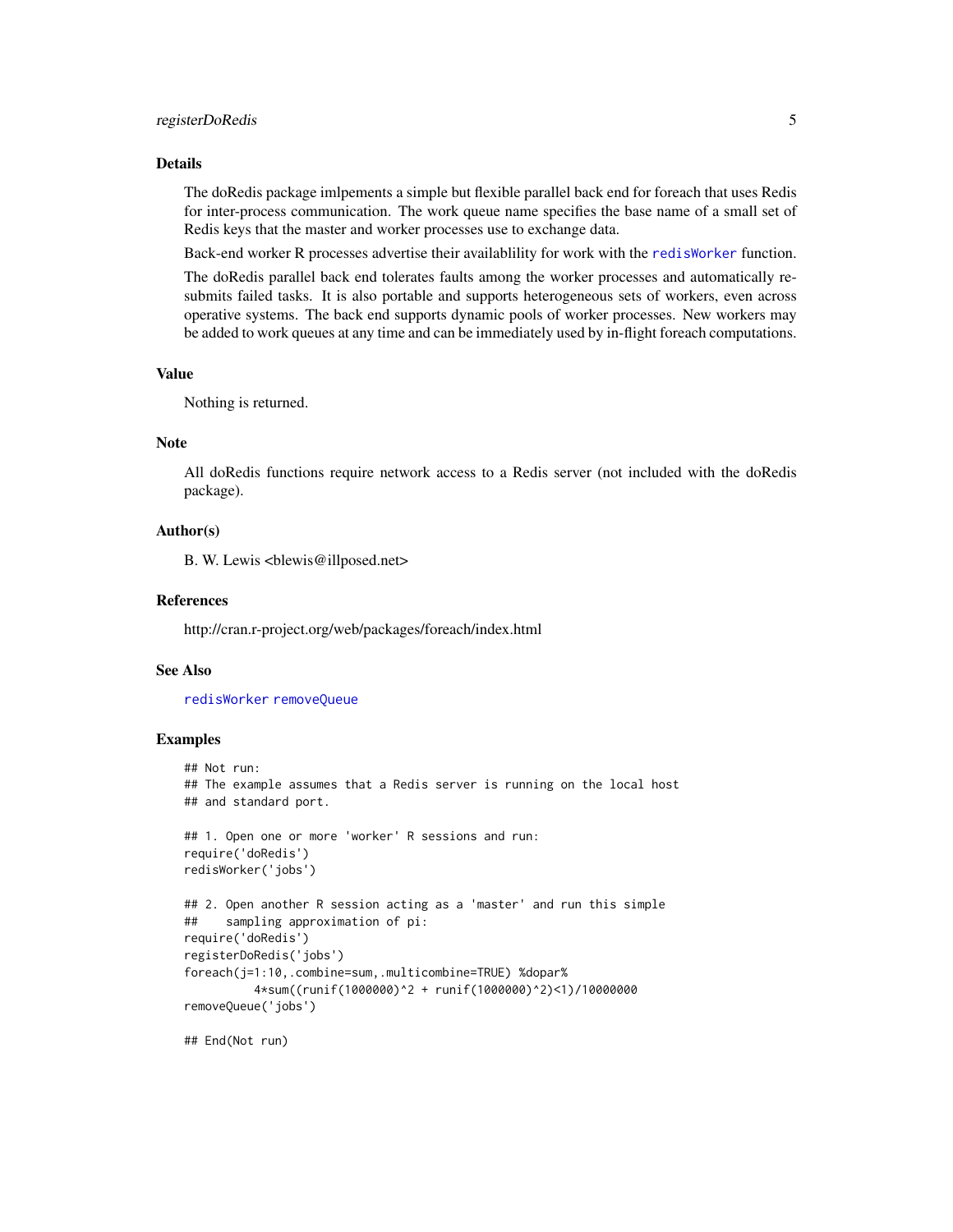## Details

The doRedis package imlpements a simple but flexible parallel back end for foreach that uses Redis for inter-process communication. The work queue name specifies the base name of a small set of Redis keys that the master and worker processes use to exchange data.

Back-end worker R processes advertise their availablility for work with the `redisWorker` function.

The doRedis parallel back end tolerates faults among the worker processes and automatically resubmits failed tasks. It is also portable and supports heterogeneous sets of workers, even across operative systems. The back end supports dynamic pools of worker processes. New workers may be added to work queues at any time and can be immediately used by in-flight foreach computations.

## Value

Nothing is returned.

## Note

All doRedis functions require network access to a Redis server (not included with the doRedis package).

## Author(s)

B. W. Lewis <blewis@illposed.net>

## References

http://cran.r-project.org/web/packages/foreach/index.html

## See Also

`redisWorker` `removeQueue`

## Examples

```
## Not run:
## The example assumes that a Redis server is running on the local host
## and standard port.

## 1. Open one or more 'worker' R sessions and run:
require('doRedis')
redisWorker('jobs')

## 2. Open another R session acting as a 'master' and run this simple
##    sampling approximation of pi:
require('doRedis')
registerDoRedis('jobs')
foreach(j=1:10,.combine=sum,.multicombine=TRUE) %dopar%
          4*sum((runif(1000000)^2 + runif(1000000)^2)<1)/10000000
removeQueue('jobs')

## End(Not run)
```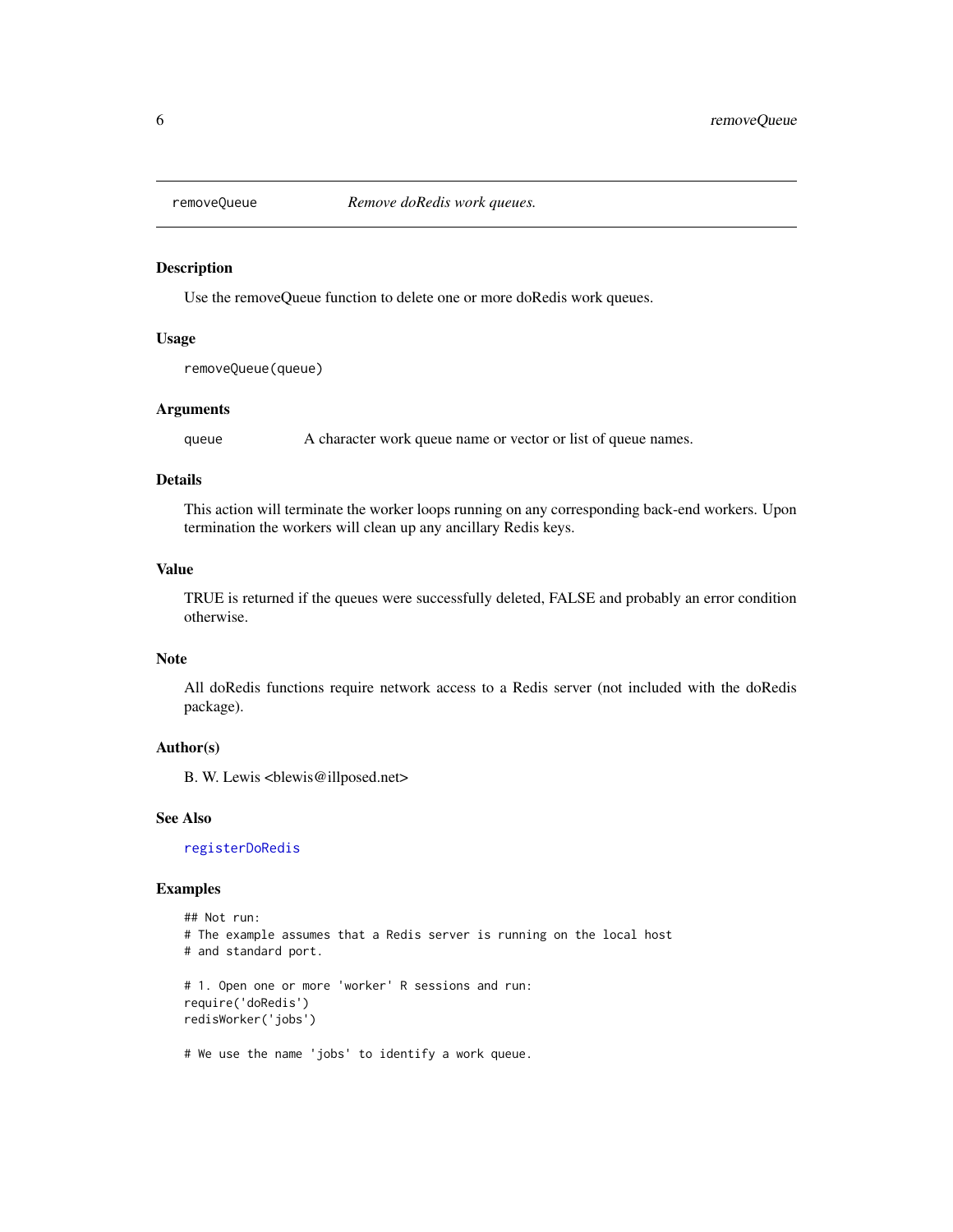## removeQueue — *Remove doRedis work queues.*

### Description

Use the removeQueue function to delete one or more doRedis work queues.

### Usage

```
removeQueue(queue)
```

### Arguments

| | |
|---|---|
| queue | A character work queue name or vector or list of queue names. |

### Details

This action will terminate the worker loops running on any corresponding back-end workers. Upon termination the workers will clean up any ancillary Redis keys.

### Value

TRUE is returned if the queues were successfully deleted, FALSE and probably an error condition otherwise.

### Note

All doRedis functions require network access to a Redis server (not included with the doRedis package).

### Author(s)

B. W. Lewis <blewis@illposed.net>

### See Also

registerDoRedis

### Examples

```
## Not run:
# The example assumes that a Redis server is running on the local host
# and standard port.

# 1. Open one or more 'worker' R sessions and run:
require('doRedis')
redisWorker('jobs')

# We use the name 'jobs' to identify a work queue.
```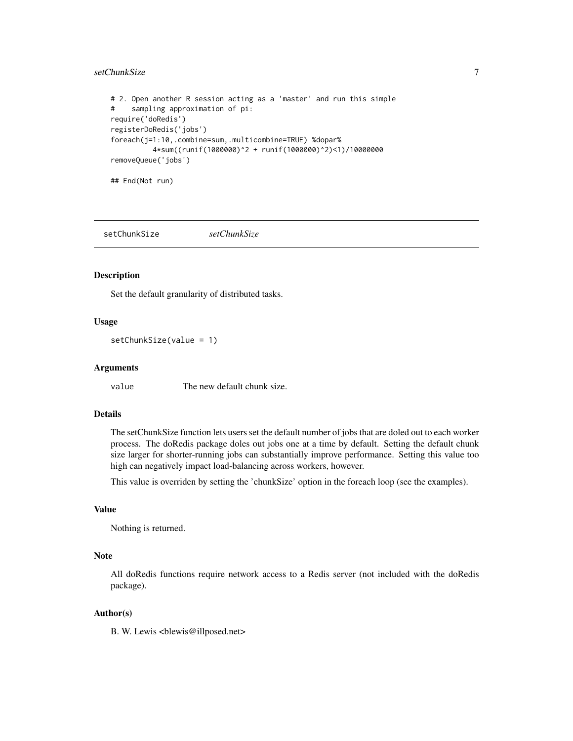```
# 2. Open another R session acting as a 'master' and run this simple
#    sampling approximation of pi:
require('doRedis')
registerDoRedis('jobs')
foreach(j=1:10,.combine=sum,.multicombine=TRUE) %dopar%
          4*sum((runif(1000000)^2 + runif(1000000)^2)<1)/10000000
removeQueue('jobs')

## End(Not run)
```

---

## setChunkSize *setChunkSize*

---

### Description

Set the default granularity of distributed tasks.

### Usage

```
setChunkSize(value = 1)
```

### Arguments

| | |
|---|---|
| value | The new default chunk size. |

### Details

The setChunkSize function lets users set the default number of jobs that are doled out to each worker process. The doRedis package doles out jobs one at a time by default. Setting the default chunk size larger for shorter-running jobs can substantially improve performance. Setting this value too high can negatively impact load-balancing across workers, however.

This value is overriden by setting the 'chunkSize' option in the foreach loop (see the examples).

### Value

Nothing is returned.

### Note

All doRedis functions require network access to a Redis server (not included with the doRedis package).

### Author(s)

B. W. Lewis <blewis@illposed.net>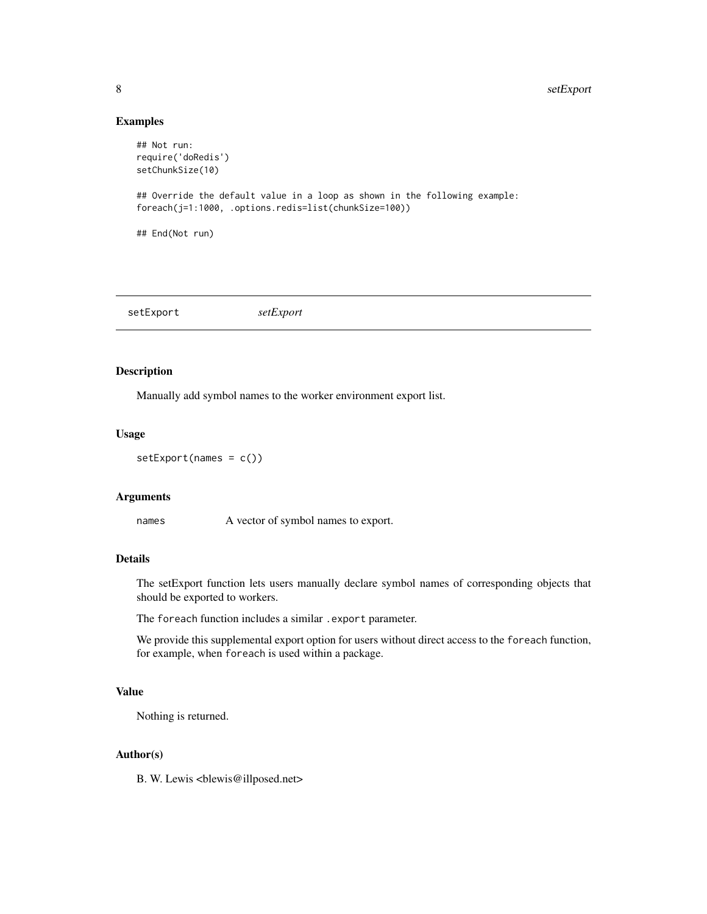## Examples

```
## Not run:
require('doRedis')
setChunkSize(10)

## Override the default value in a loop as shown in the following example:
foreach(j=1:1000, .options.redis=list(chunkSize=100))

## End(Not run)
```

---

# setExport *setExport*

---

## Description

Manually add symbol names to the worker environment export list.

## Usage

```
setExport(names = c())
```

## Arguments

| | |
|---|---|
| `names` | A vector of symbol names to export. |

## Details

The setExport function lets users manually declare symbol names of corresponding objects that should be exported to workers.

The `foreach` function includes a similar `.export` parameter.

We provide this supplemental export option for users without direct access to the `foreach` function, for example, when `foreach` is used within a package.

## Value

Nothing is returned.

## Author(s)

B. W. Lewis <blewis@illposed.net>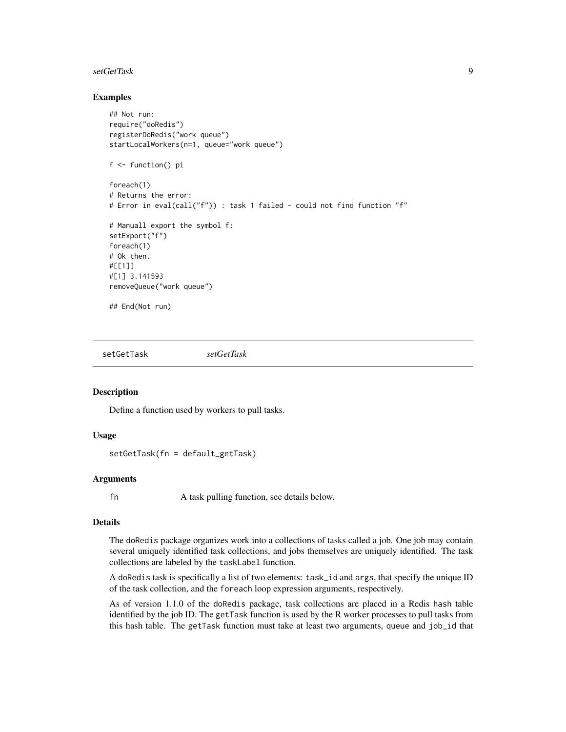## Examples

```
## Not run:
require("doRedis")
registerDoRedis("work queue")
startLocalWorkers(n=1, queue="work queue")

f <- function() pi

foreach(1)
# Returns the error:
# Error in eval(call("f")) : task 1 failed - could not find function "f"

# Manuall export the symbol f:
setExport("f")
foreach(1)
# Ok then.
#[[1]]
#[1] 3.141593
removeQueue("work queue")

## End(Not run)
```

---

# setGetTask *setGetTask*

---

## Description

Define a function used by workers to pull tasks.

## Usage

```
setGetTask(fn = default_getTask)
```

## Arguments

| | |
|---|---|
| fn | A task pulling function, see details below. |

## Details

The doRedis package organizes work into a collections of tasks called a job. One job may contain several uniquely identified task collections, and jobs themselves are uniquely identified. The task collections are labeled by the `taskLabel` function.

A doRedis task is specifically a list of two elements: `task_id` and `args`, that specify the unique ID of the task collection, and the `foreach` loop expression arguments, respectively.

As of version 1.1.0 of the doRedis package, task collections are placed in a Redis hash table identified by the job ID. The `getTask` function is used by the R worker processes to pull tasks from this hash table. The `getTask` function must take at least two arguments, `queue` and `job_id` that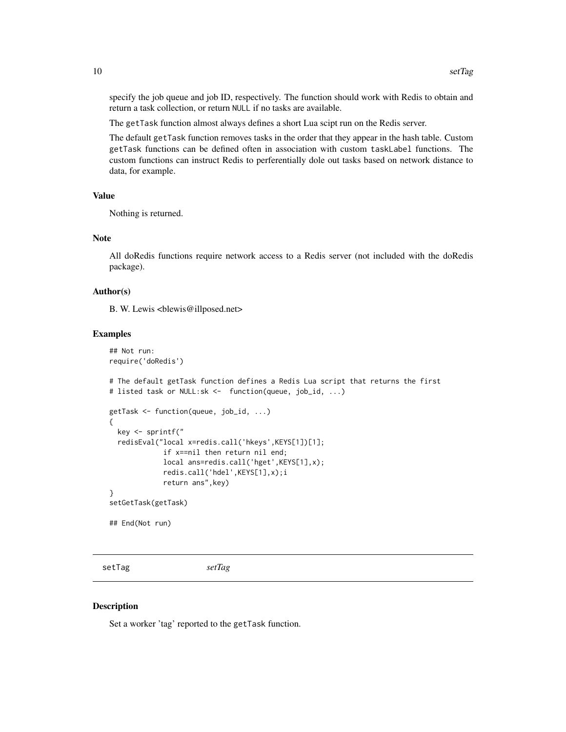specify the job queue and job ID, respectively. The function should work with Redis to obtain and return a task collection, or return NULL if no tasks are available.

The getTask function almost always defines a short Lua scipt run on the Redis server.

The default getTask function removes tasks in the order that they appear in the hash table. Custom getTask functions can be defined often in association with custom taskLabel functions. The custom functions can instruct Redis to perferentially dole out tasks based on network distance to data, for example.

### Value

Nothing is returned.

### Note

All doRedis functions require network access to a Redis server (not included with the doRedis package).

### Author(s)

B. W. Lewis <blewis@illposed.net>

### Examples

```
## Not run:
require('doRedis')

# The default getTask function defines a Redis Lua script that returns the first
# listed task or NULL:sk <-  function(queue, job_id, ...)

getTask <- function(queue, job_id, ...)
{
  key <- sprintf("
  redisEval("local x=redis.call('hkeys',KEYS[1])[1];
             if x==nil then return nil end;
             local ans=redis.call('hget',KEYS[1],x);
             redis.call('hdel',KEYS[1],x);i
             return ans",key)
}
setGetTask(getTask)

## End(Not run)
```

---

## setTag *setTag*

### Description

Set a worker 'tag' reported to the getTask function.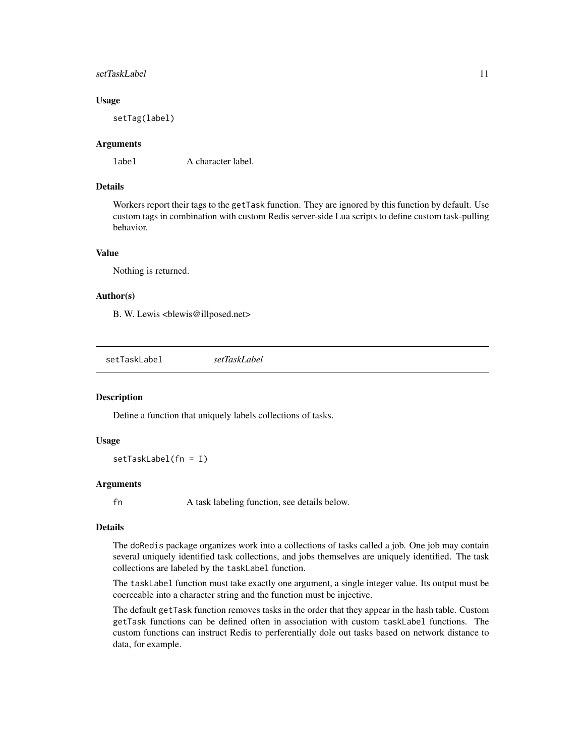### Usage

```
setTag(label)
```

### Arguments

`label` A character label.

### Details

Workers report their tags to the `getTask` function. They are ignored by this function by default. Use custom tags in combination with custom Redis server-side Lua scripts to define custom task-pulling behavior.

### Value

Nothing is returned.

### Author(s)

B. W. Lewis <blewis@illposed.net>

---

## setTaskLabel *setTaskLabel*

---

### Description

Define a function that uniquely labels collections of tasks.

### Usage

```
setTaskLabel(fn = I)
```

### Arguments

`fn` A task labeling function, see details below.

### Details

The `doRedis` package organizes work into a collections of tasks called a job. One job may contain several uniquely identified task collections, and jobs themselves are uniquely identified. The task collections are labeled by the `taskLabel` function.

The `taskLabel` function must take exactly one argument, a single integer value. Its output must be coerceable into a character string and the function must be injective.

The default `getTask` function removes tasks in the order that they appear in the hash table. Custom `getTask` functions can be defined often in association with custom `taskLabel` functions. The custom functions can instruct Redis to perferentially dole out tasks based on network distance to data, for example.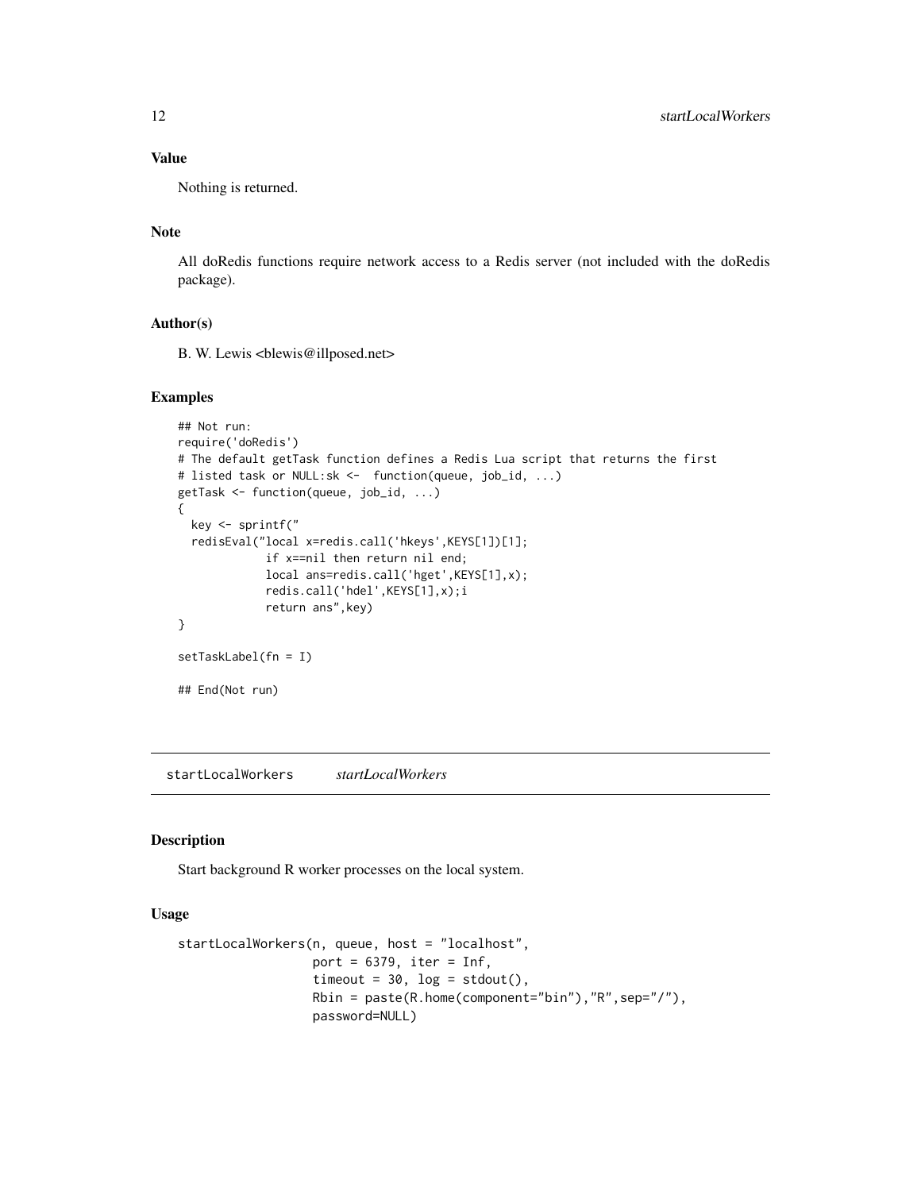### Value

Nothing is returned.

### Note

All doRedis functions require network access to a Redis server (not included with the doRedis package).

### Author(s)

B. W. Lewis <blewis@illposed.net>

### Examples

```
## Not run:
require('doRedis')
# The default getTask function defines a Redis Lua script that returns the first
# listed task or NULL:sk <-  function(queue, job_id, ...)
getTask <- function(queue, job_id, ...)
{
  key <- sprintf("
  redisEval("local x=redis.call('hkeys',KEYS[1])[1];
             if x==nil then return nil end;
             local ans=redis.call('hget',KEYS[1],x);
             redis.call('hdel',KEYS[1],x);i
             return ans",key)
}

setTaskLabel(fn = I)

## End(Not run)
```

---

## startLocalWorkers *startLocalWorkers*

### Description

Start background R worker processes on the local system.

### Usage

```
startLocalWorkers(n, queue, host = "localhost",
                  port = 6379, iter = Inf,
                  timeout = 30, log = stdout(),
                  Rbin = paste(R.home(component="bin"),"R",sep="/"),
                  password=NULL)
```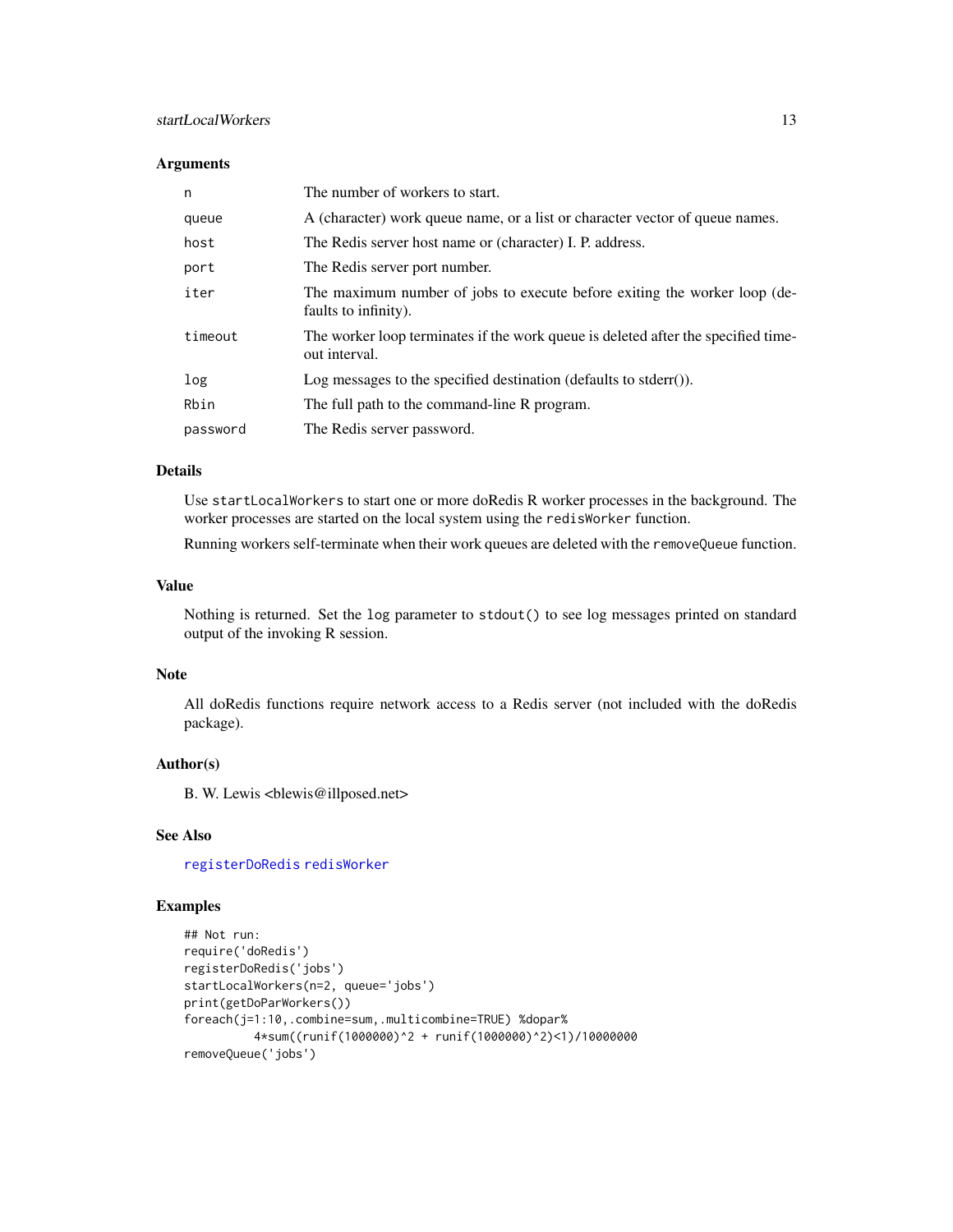## Arguments

| | |
|---|---|
| `n` | The number of workers to start. |
| `queue` | A (character) work queue name, or a list or character vector of queue names. |
| `host` | The Redis server host name or (character) I. P. address. |
| `port` | The Redis server port number. |
| `iter` | The maximum number of jobs to execute before exiting the worker loop (defaults to infinity). |
| `timeout` | The worker loop terminates if the work queue is deleted after the specified timeout interval. |
| `log` | Log messages to the specified destination (defaults to stderr()). |
| `Rbin` | The full path to the command-line R program. |
| `password` | The Redis server password. |

## Details

Use `startLocalWorkers` to start one or more doRedis R worker processes in the background. The worker processes are started on the local system using the `redisWorker` function.

Running workers self-terminate when their work queues are deleted with the `removeQueue` function.

## Value

Nothing is returned. Set the `log` parameter to `stdout()` to see log messages printed on standard output of the invoking R session.

## Note

All doRedis functions require network access to a Redis server (not included with the doRedis package).

## Author(s)

B. W. Lewis <blewis@illposed.net>

## See Also

`registerDoRedis` `redisWorker`

## Examples

```
## Not run:
require('doRedis')
registerDoRedis('jobs')
startLocalWorkers(n=2, queue='jobs')
print(getDoParWorkers())
foreach(j=1:10,.combine=sum,.multicombine=TRUE) %dopar%
          4*sum((runif(1000000)^2 + runif(1000000)^2)<1)/10000000
removeQueue('jobs')
```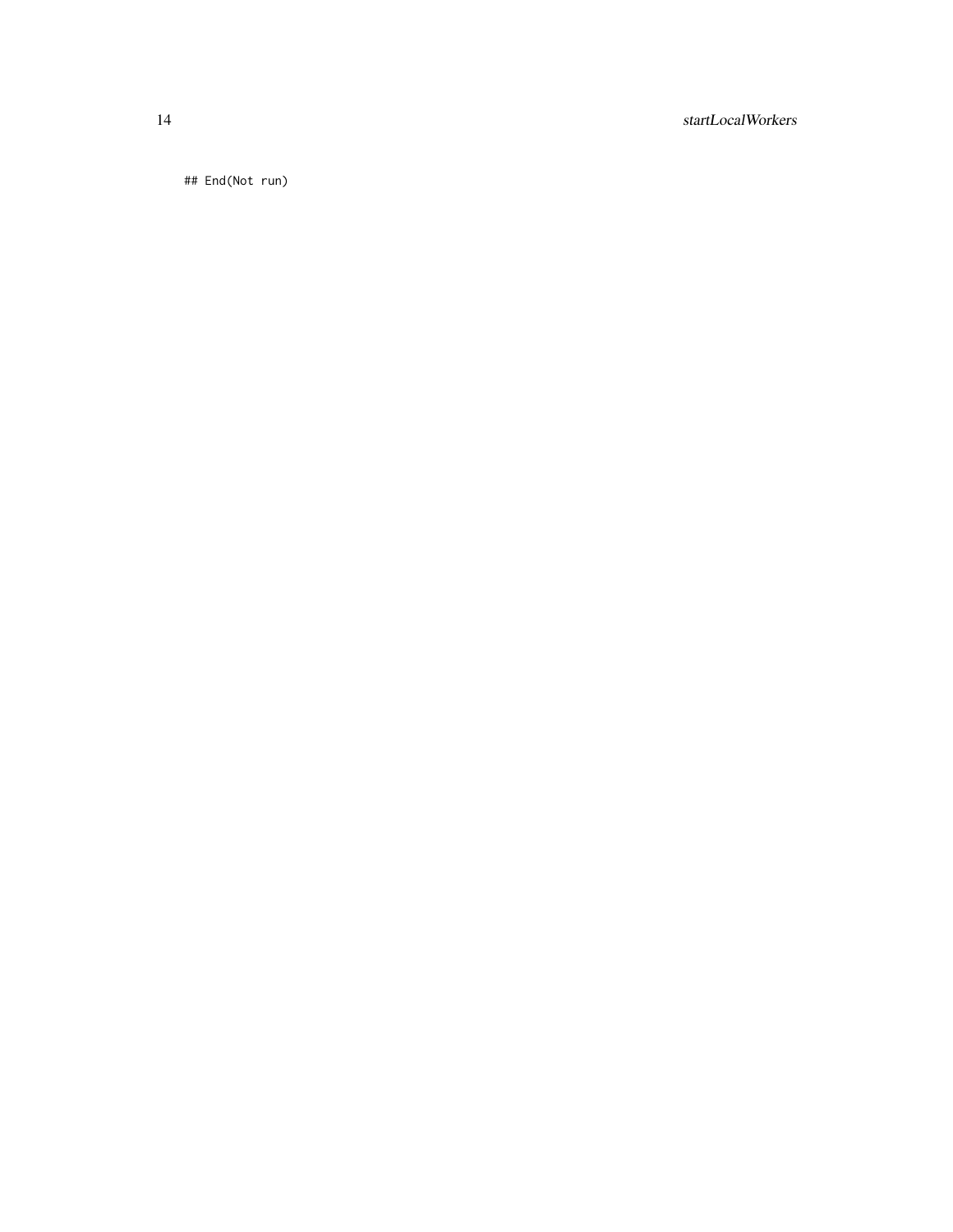```
## End(Not run)
```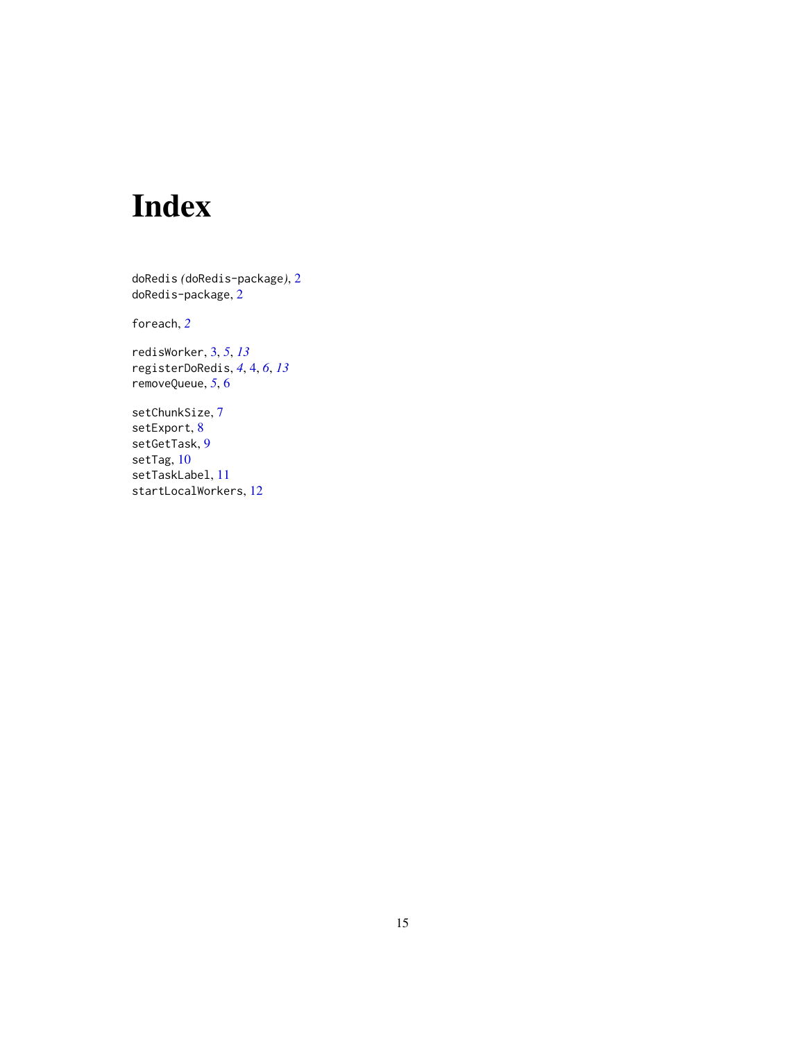# Index

doRedis (doRedis-package), 2
doRedis-package, 2

foreach, *2*

redisWorker, 3, *5*, *13*
registerDoRedis, *4*, 4, *6*, *13*
removeQueue, *5*, 6

setChunkSize, 7
setExport, 8
setGetTask, 9
setTag, 10
setTaskLabel, 11
startLocalWorkers, 12